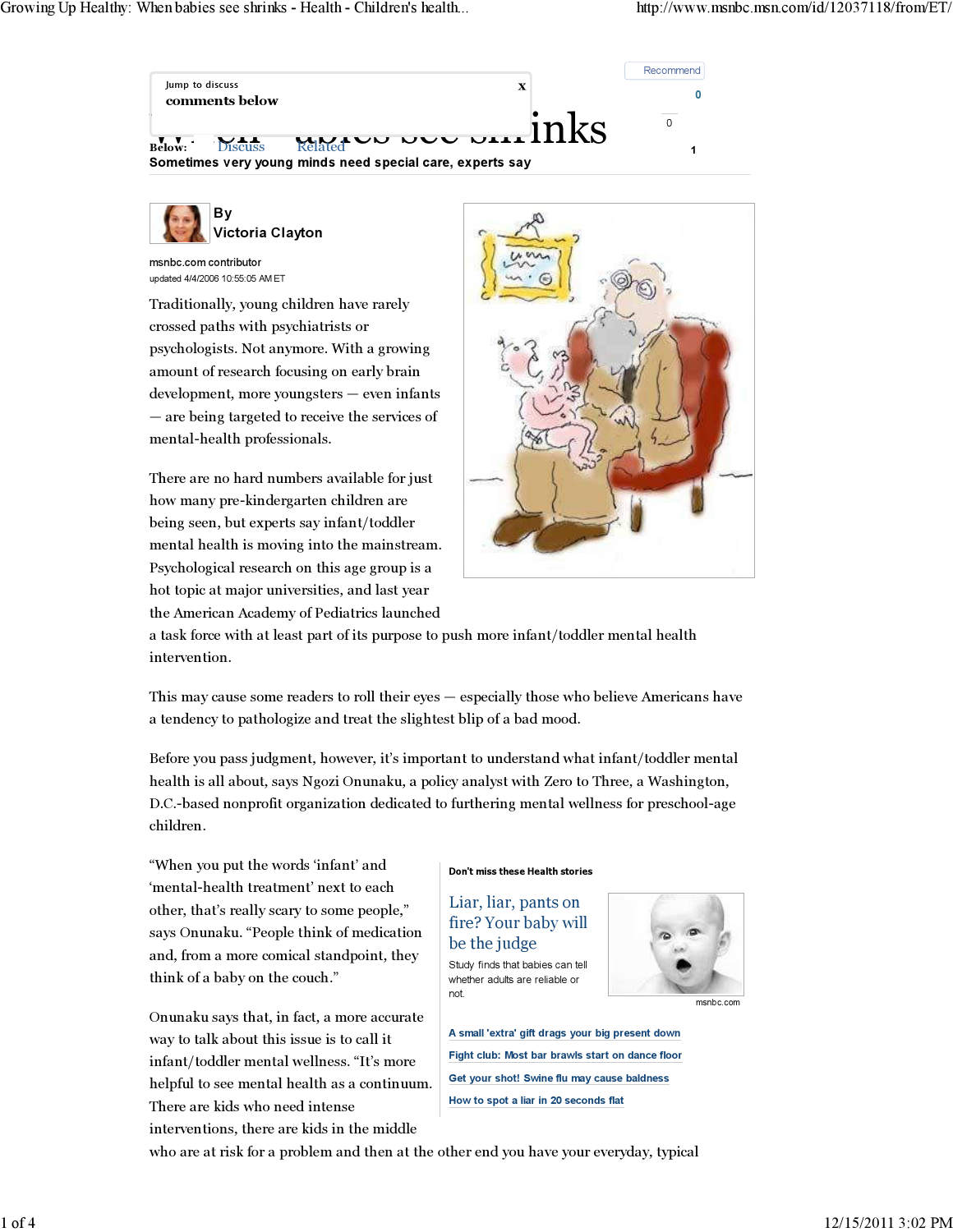Jump to discuss
comments below

# When babies see shrinks

Below: Discuss Related

**Sometimes very young minds need special care, experts say**

By
Victoria Clayton

msnbc.com contributor
updated 4/4/2006 10:55:05 AM ET

Traditionally, young children have rarely crossed paths with psychiatrists or psychologists. Not anymore. With a growing amount of research focusing on early brain development, more youngsters — even infants — are being targeted to receive the services of mental-health professionals.

There are no hard numbers available for just how many pre-kindergarten children are being seen, but experts say infant/toddler mental health is moving into the mainstream. Psychological research on this age group is a hot topic at major universities, and last year the American Academy of Pediatrics launched a task force with at least part of its purpose to push more infant/toddler mental health intervention.

This may cause some readers to roll their eyes — especially those who believe Americans have a tendency to pathologize and treat the slightest blip of a bad mood.

Before you pass judgment, however, it's important to understand what infant/toddler mental health is all about, says Ngozi Onunaku, a policy analyst with Zero to Three, a Washington, D.C.-based nonprofit organization dedicated to furthering mental wellness for preschool-age children.

"When you put the words 'infant' and 'mental-health treatment' next to each other, that's really scary to some people," says Onunaku. "People think of medication and, from a more comical standpoint, they think of a baby on the couch."

Onunaku says that, in fact, a more accurate way to talk about this issue is to call it infant/toddler mental wellness. "It's more helpful to see mental health as a continuum. There are kids who need intense interventions, there are kids in the middle who are at risk for a problem and then at the other end you have your everyday, typical

**Don't miss these Health stories**

Liar, liar, pants on fire? Your baby will be the judge

Study finds that babies can tell whether adults are reliable or not.

msnbc.com

- A small 'extra' gift drags your big present down
- Fight club: Most bar brawls start on dance floor
- Get your shot! Swine flu may cause baldness
- How to spot a liar in 20 seconds flat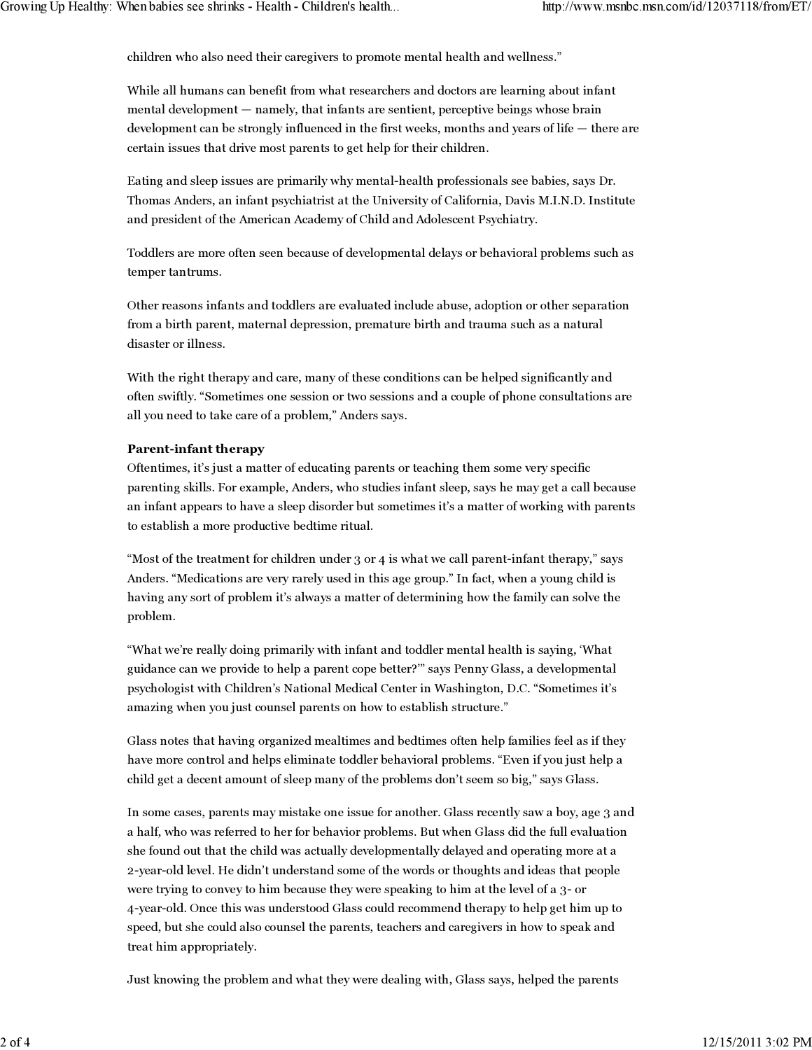children who also need their caregivers to promote mental health and wellness."

While all humans can benefit from what researchers and doctors are learning about infant mental development — namely, that infants are sentient, perceptive beings whose brain development can be strongly influenced in the first weeks, months and years of life — there are certain issues that drive most parents to get help for their children.

Eating and sleep issues are primarily why mental-health professionals see babies, says Dr. Thomas Anders, an infant psychiatrist at the University of California, Davis M.I.N.D. Institute and president of the American Academy of Child and Adolescent Psychiatry.

Toddlers are more often seen because of developmental delays or behavioral problems such as temper tantrums.

Other reasons infants and toddlers are evaluated include abuse, adoption or other separation from a birth parent, maternal depression, premature birth and trauma such as a natural disaster or illness.

With the right therapy and care, many of these conditions can be helped significantly and often swiftly. "Sometimes one session or two sessions and a couple of phone consultations are all you need to take care of a problem," Anders says.

**Parent-infant therapy**

Oftentimes, it's just a matter of educating parents or teaching them some very specific parenting skills. For example, Anders, who studies infant sleep, says he may get a call because an infant appears to have a sleep disorder but sometimes it's a matter of working with parents to establish a more productive bedtime ritual.

"Most of the treatment for children under 3 or 4 is what we call parent-infant therapy," says Anders. "Medications are very rarely used in this age group." In fact, when a young child is having any sort of problem it's always a matter of determining how the family can solve the problem.

"What we're really doing primarily with infant and toddler mental health is saying, 'What guidance can we provide to help a parent cope better?'" says Penny Glass, a developmental psychologist with Children's National Medical Center in Washington, D.C. "Sometimes it's amazing when you just counsel parents on how to establish structure."

Glass notes that having organized mealtimes and bedtimes often help families feel as if they have more control and helps eliminate toddler behavioral problems. "Even if you just help a child get a decent amount of sleep many of the problems don't seem so big," says Glass.

In some cases, parents may mistake one issue for another. Glass recently saw a boy, age 3 and a half, who was referred to her for behavior problems. But when Glass did the full evaluation she found out that the child was actually developmentally delayed and operating more at a 2-year-old level. He didn't understand some of the words or thoughts and ideas that people were trying to convey to him because they were speaking to him at the level of a 3- or 4-year-old. Once this was understood Glass could recommend therapy to help get him up to speed, but she could also counsel the parents, teachers and caregivers in how to speak and treat him appropriately.

Just knowing the problem and what they were dealing with, Glass says, helped the parents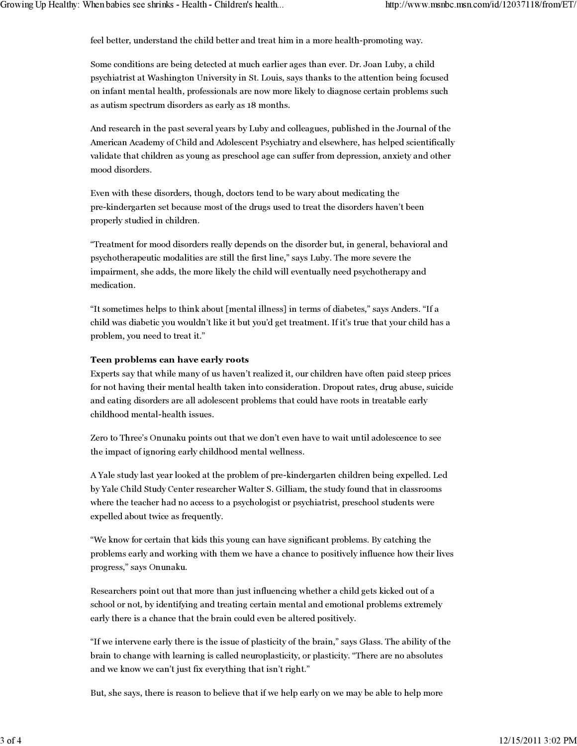feel better, understand the child better and treat him in a more health-promoting way.

Some conditions are being detected at much earlier ages than ever. Dr. Joan Luby, a child psychiatrist at Washington University in St. Louis, says thanks to the attention being focused on infant mental health, professionals are now more likely to diagnose certain problems such as autism spectrum disorders as early as 18 months.

And research in the past several years by Luby and colleagues, published in the Journal of the American Academy of Child and Adolescent Psychiatry and elsewhere, has helped scientifically validate that children as young as preschool age can suffer from depression, anxiety and other mood disorders.

Even with these disorders, though, doctors tend to be wary about medicating the pre-kindergarten set because most of the drugs used to treat the disorders haven't been properly studied in children.

"Treatment for mood disorders really depends on the disorder but, in general, behavioral and psychotherapeutic modalities are still the first line," says Luby. The more severe the impairment, she adds, the more likely the child will eventually need psychotherapy and medication.

"It sometimes helps to think about [mental illness] in terms of diabetes," says Anders. "If a child was diabetic you wouldn't like it but you'd get treatment. If it's true that your child has a problem, you need to treat it."

**Teen problems can have early roots**

Experts say that while many of us haven't realized it, our children have often paid steep prices for not having their mental health taken into consideration. Dropout rates, drug abuse, suicide and eating disorders are all adolescent problems that could have roots in treatable early childhood mental-health issues.

Zero to Three's Onunaku points out that we don't even have to wait until adolescence to see the impact of ignoring early childhood mental wellness.

A Yale study last year looked at the problem of pre-kindergarten children being expelled. Led by Yale Child Study Center researcher Walter S. Gilliam, the study found that in classrooms where the teacher had no access to a psychologist or psychiatrist, preschool students were expelled about twice as frequently.

"We know for certain that kids this young can have significant problems. By catching the problems early and working with them we have a chance to positively influence how their lives progress," says Onunaku.

Researchers point out that more than just influencing whether a child gets kicked out of a school or not, by identifying and treating certain mental and emotional problems extremely early there is a chance that the brain could even be altered positively.

"If we intervene early there is the issue of plasticity of the brain," says Glass. The ability of the brain to change with learning is called neuroplasticity, or plasticity. "There are no absolutes and we know we can't just fix everything that isn't right."

But, she says, there is reason to believe that if we help early on we may be able to help more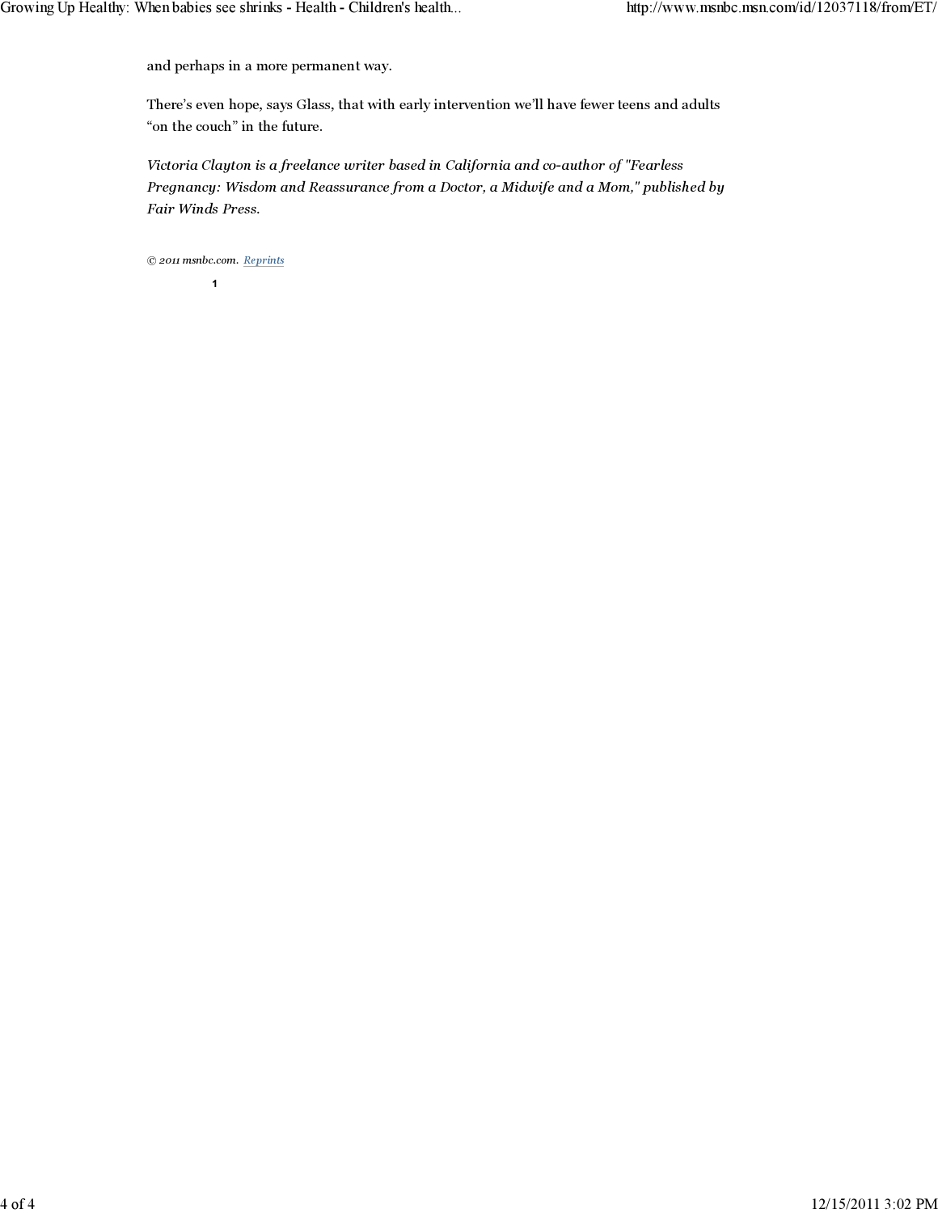and perhaps in a more permanent way.

There's even hope, says Glass, that with early intervention we'll have fewer teens and adults "on the couch" in the future.

*Victoria Clayton is a freelance writer based in California and co-author of "Fearless Pregnancy: Wisdom and Reassurance from a Doctor, a Midwife and a Mom," published by Fair Winds Press.*

*© 2011 msnbc.com. Reprints*